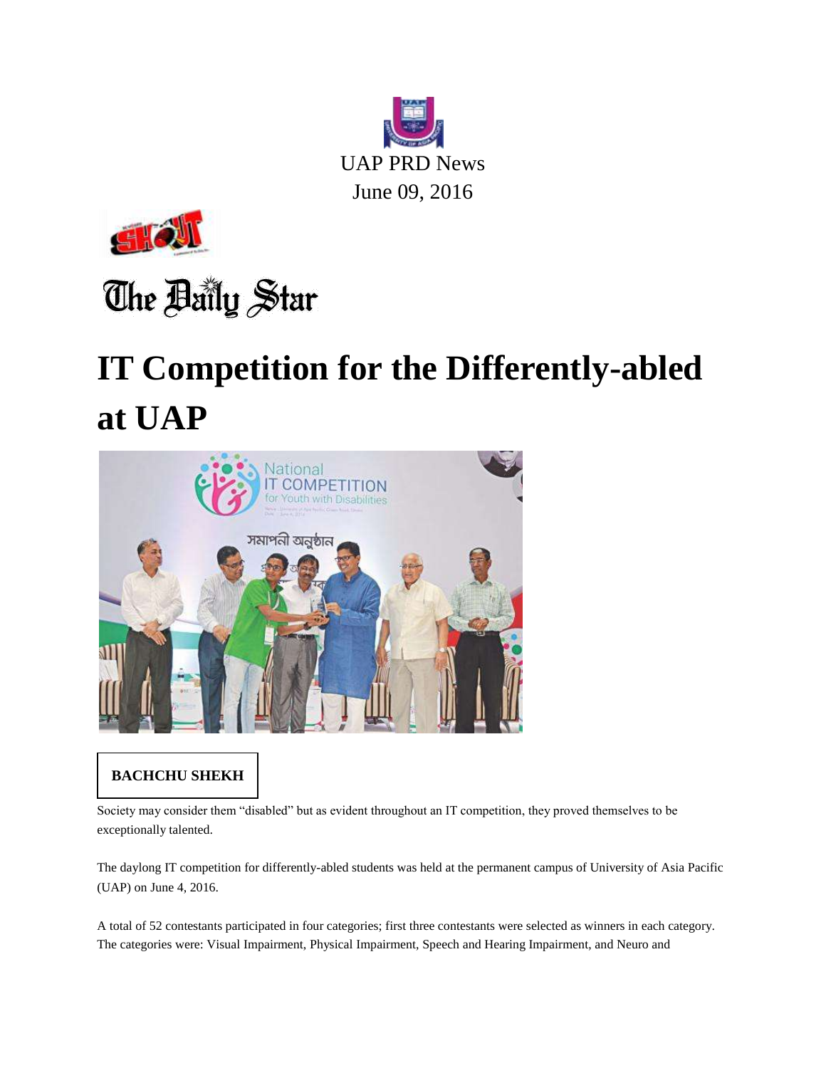UAP PRD News

June 09, 2016

The Daily Star

# IT Competition for the Differently-abled at UAP

**BACHCHU SHEKH**

Society may consider them "disabled" but as evident throughout an IT competition, they proved themselves to be exceptionally talented.

The daylong IT competition for differently-abled students was held at the permanent campus of University of Asia Pacific (UAP) on June 4, 2016.

A total of 52 contestants participated in four categories; first three contestants were selected as winners in each category. The categories were: Visual Impairment, Physical Impairment, Speech and Hearing Impairment, and Neuro and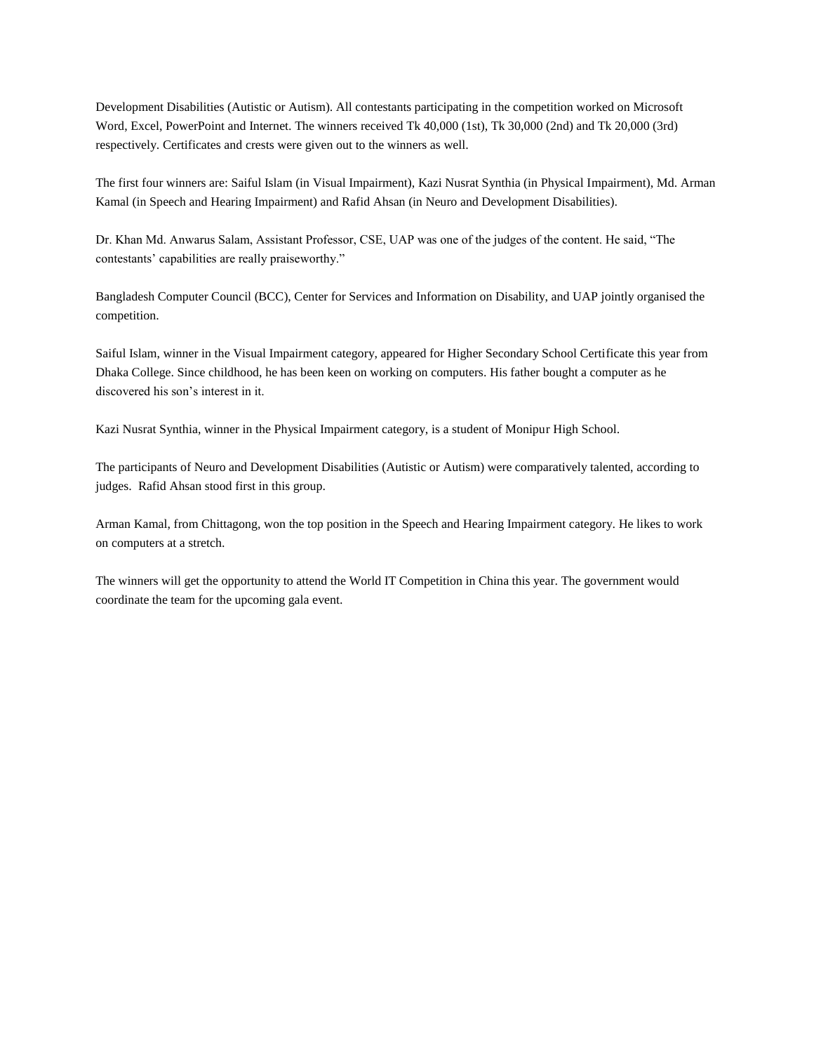Development Disabilities (Autistic or Autism). All contestants participating in the competition worked on Microsoft Word, Excel, PowerPoint and Internet. The winners received Tk 40,000 (1st), Tk 30,000 (2nd) and Tk 20,000 (3rd) respectively. Certificates and crests were given out to the winners as well.

The first four winners are: Saiful Islam (in Visual Impairment), Kazi Nusrat Synthia (in Physical Impairment), Md. Arman Kamal (in Speech and Hearing Impairment) and Rafid Ahsan (in Neuro and Development Disabilities).

Dr. Khan Md. Anwarus Salam, Assistant Professor, CSE, UAP was one of the judges of the content. He said, “The contestants’ capabilities are really praiseworthy.”

Bangladesh Computer Council (BCC), Center for Services and Information on Disability, and UAP jointly organised the competition.

Saiful Islam, winner in the Visual Impairment category, appeared for Higher Secondary School Certificate this year from Dhaka College. Since childhood, he has been keen on working on computers. His father bought a computer as he discovered his son’s interest in it.

Kazi Nusrat Synthia, winner in the Physical Impairment category, is a student of Monipur High School.

The participants of Neuro and Development Disabilities (Autistic or Autism) were comparatively talented, according to judges. Rafid Ahsan stood first in this group.

Arman Kamal, from Chittagong, won the top position in the Speech and Hearing Impairment category. He likes to work on computers at a stretch.

The winners will get the opportunity to attend the World IT Competition in China this year. The government would coordinate the team for the upcoming gala event.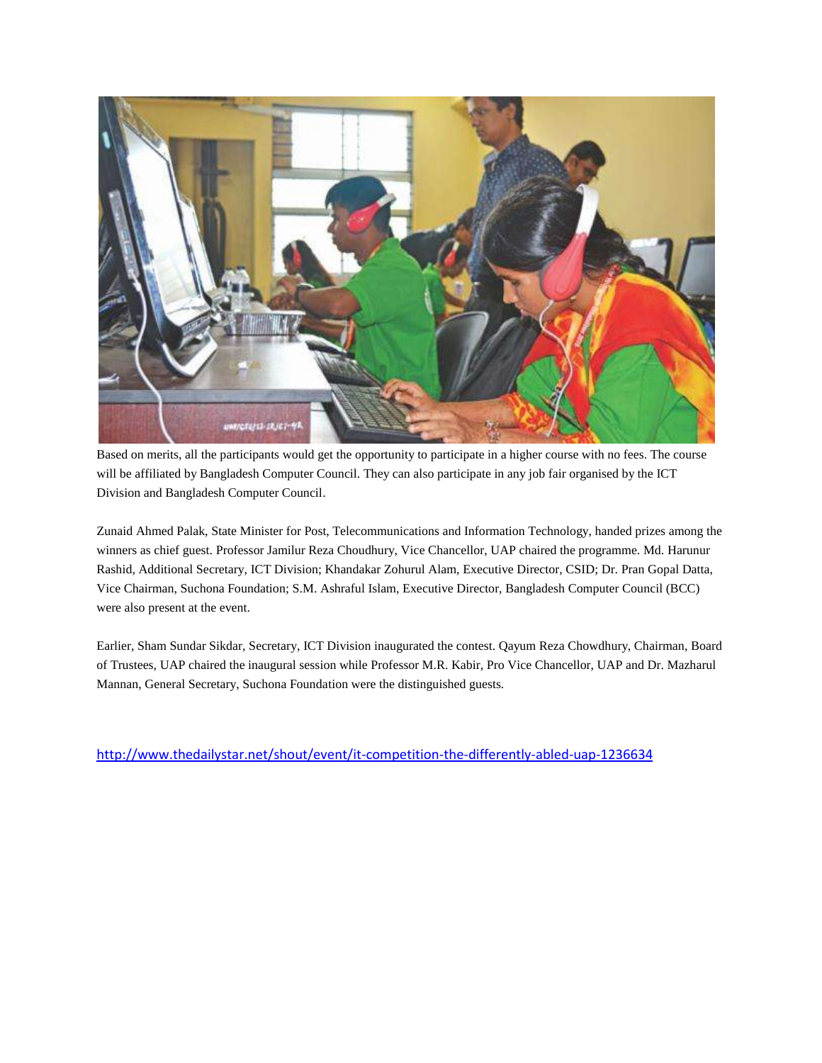Based on merits, all the participants would get the opportunity to participate in a higher course with no fees. The course will be affiliated by Bangladesh Computer Council. They can also participate in any job fair organised by the ICT Division and Bangladesh Computer Council.

Zunaid Ahmed Palak, State Minister for Post, Telecommunications and Information Technology, handed prizes among the winners as chief guest. Professor Jamilur Reza Choudhury, Vice Chancellor, UAP chaired the programme. Md. Harunur Rashid, Additional Secretary, ICT Division; Khandakar Zohurul Alam, Executive Director, CSID; Dr. Pran Gopal Datta, Vice Chairman, Suchona Foundation; S.M. Ashraful Islam, Executive Director, Bangladesh Computer Council (BCC) were also present at the event.

Earlier, Sham Sundar Sikdar, Secretary, ICT Division inaugurated the contest. Qayum Reza Chowdhury, Chairman, Board of Trustees, UAP chaired the inaugural session while Professor M.R. Kabir, Pro Vice Chancellor, UAP and Dr. Mazharul Mannan, General Secretary, Suchona Foundation were the distinguished guests.

http://www.thedailystar.net/shout/event/it-competition-the-differently-abled-uap-1236634